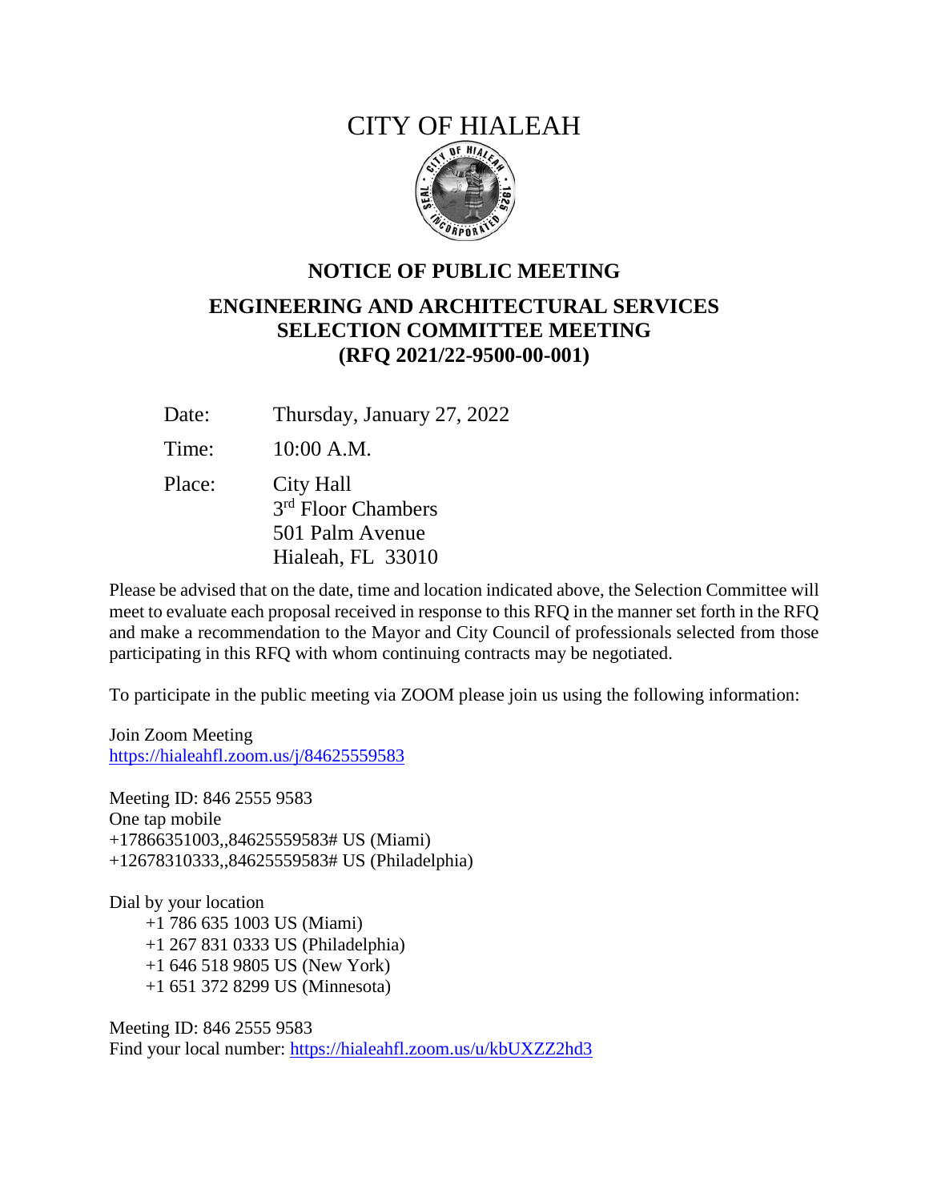# CITY OF HIALEAH

## NOTICE OF PUBLIC MEETING

## ENGINEERING AND ARCHITECTURAL SERVICES SELECTION COMMITTEE MEETING (RFQ 2021/22-9500-00-001)

Date: Thursday, January 27, 2022

Time: 10:00 A.M.

Place: City Hall
3rd Floor Chambers
501 Palm Avenue
Hialeah, FL 33010

Please be advised that on the date, time and location indicated above, the Selection Committee will meet to evaluate each proposal received in response to this RFQ in the manner set forth in the RFQ and make a recommendation to the Mayor and City Council of professionals selected from those participating in this RFQ with whom continuing contracts may be negotiated.

To participate in the public meeting via ZOOM please join us using the following information:

Join Zoom Meeting
https://hialeahfl.zoom.us/j/84625559583

Meeting ID: 846 2555 9583
One tap mobile
+17866351003,,84625559583# US (Miami)
+12678310333,,84625559583# US (Philadelphia)

Dial by your location
+1 786 635 1003 US (Miami)
+1 267 831 0333 US (Philadelphia)
+1 646 518 9805 US (New York)
+1 651 372 8299 US (Minnesota)

Meeting ID: 846 2555 9583
Find your local number: https://hialeahfl.zoom.us/u/kbUXZZ2hd3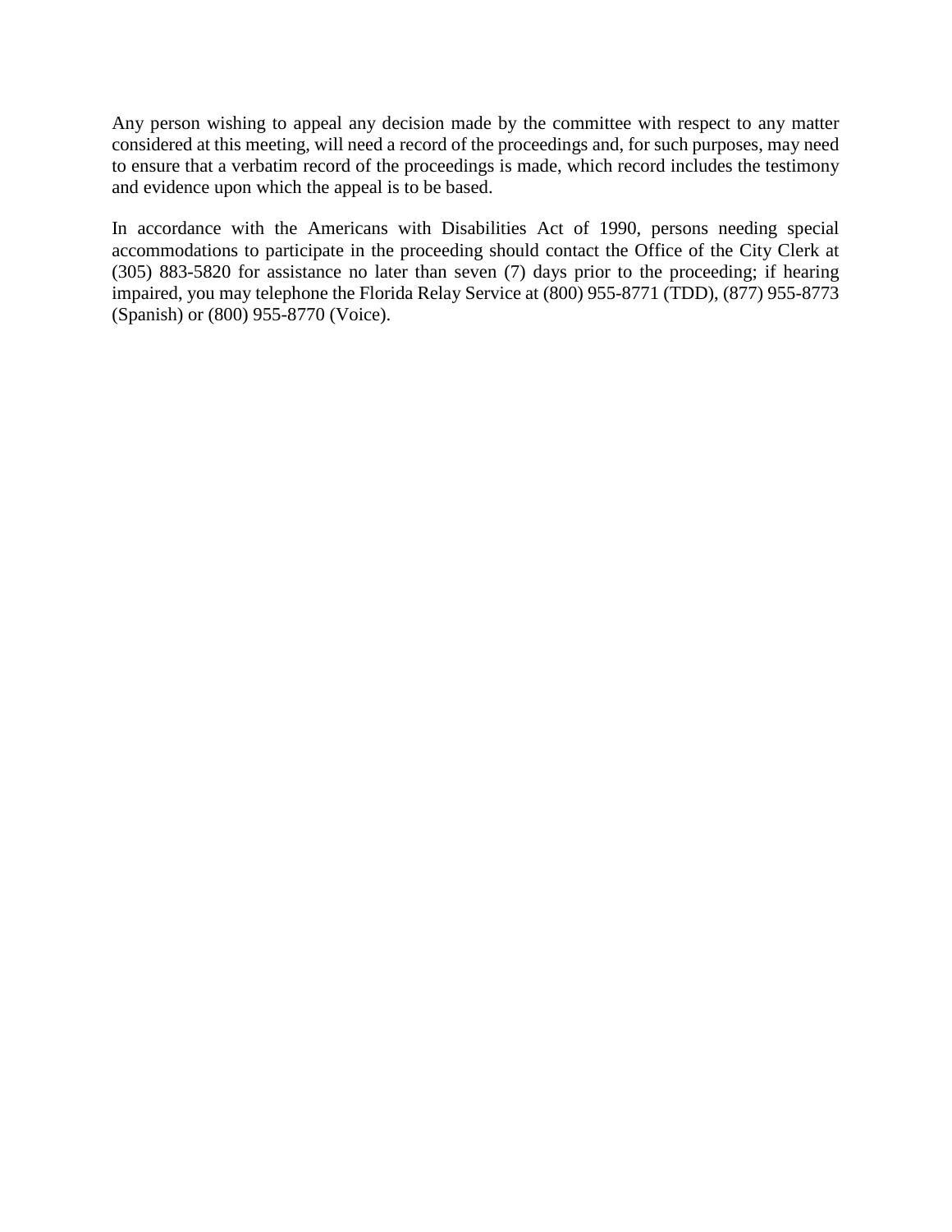Any person wishing to appeal any decision made by the committee with respect to any matter considered at this meeting, will need a record of the proceedings and, for such purposes, may need to ensure that a verbatim record of the proceedings is made, which record includes the testimony and evidence upon which the appeal is to be based.

In accordance with the Americans with Disabilities Act of 1990, persons needing special accommodations to participate in the proceeding should contact the Office of the City Clerk at (305) 883-5820 for assistance no later than seven (7) days prior to the proceeding; if hearing impaired, you may telephone the Florida Relay Service at (800) 955-8771 (TDD), (877) 955-8773 (Spanish) or (800) 955-8770 (Voice).